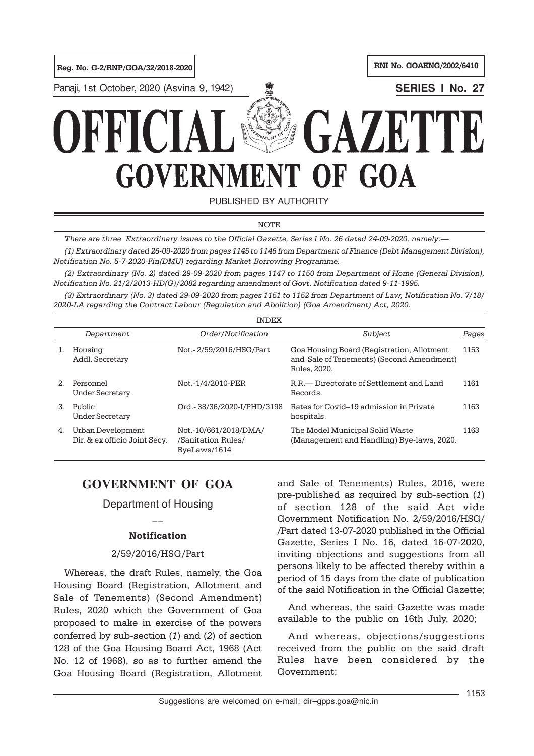Reg. No. G-2/RNP/GOA/32/2018-2020

RNI No. GOAENG/2002/6410

Panaji, 1st October, 2020 (Asvina 9, 1942)

**SERIES I No. 27**

# OFFICIAL GAZETTE
# GOVERNMENT OF GOA

PUBLISHED BY AUTHORITY

NOTE

*There are three Extraordinary issues to the Official Gazette, Series I No. 26 dated 24-09-2020, namely:—*

*(1) Extraordinary dated 26-09-2020 from pages 1145 to 1146 from Department of Finance (Debt Management Division), Notification No. 5-7-2020-Fin(DMU) regarding Market Borrowing Programme.*

*(2) Extraordinary (No. 2) dated 29-09-2020 from pages 1147 to 1150 from Department of Home (General Division), Notification No. 21/2/2013-HD(G)/2082 regarding amendment of Govt. Notification dated 9-11-1995.*

*(3) Extraordinary (No. 3) dated 29-09-2020 from pages 1151 to 1152 from Department of Law, Notification No. 7/18/2020-LA regarding the Contract Labour (Regulation and Abolition) (Goa Amendment) Act, 2020.*

INDEX

| | *Department* | *Order/Notification* | *Subject* | *Pages* |
|---|---|---|---|---|
| 1. | Housing<br>Addl. Secretary | Not.- 2/59/2016/HSG/Part | Goa Housing Board (Registration, Allotment and Sale of Tenements) (Second Amendment) Rules, 2020. | 1153 |
| 2. | Personnel<br>Under Secretary | Not.-1/4/2010-PER | R.R.— Directorate of Settlement and Land Records. | 1161 |
| 3. | Public<br>Under Secretary | Ord.- 38/36/2020-I/PHD/3198 | Rates for Covid–19 admission in Private hospitals. | 1163 |
| 4. | Urban Development<br>Dir. & ex officio Joint Secy. | Not.-10/661/2018/DMA/<br>/Sanitation Rules/<br>ByeLaws/1614 | The Model Municipal Solid Waste (Management and Handling) Bye-laws, 2020. | 1163 |

## GOVERNMENT OF GOA

### Department of Housing

—–

**Notification**

2/59/2016/HSG/Part

Whereas, the draft Rules, namely, the Goa Housing Board (Registration, Allotment and Sale of Tenements) (Second Amendment) Rules, 2020 which the Government of Goa proposed to make in exercise of the powers conferred by sub-section (*1*) and (*2*) of section 128 of the Goa Housing Board Act, 1968 (Act No. 12 of 1968), so as to further amend the Goa Housing Board (Registration, Allotment and Sale of Tenements) Rules, 2016, were pre-published as required by sub-section (*1*) of section 128 of the said Act vide Government Notification No. 2/59/2016/HSG/ /Part dated 13-07-2020 published in the Official Gazette, Series I No. 16, dated 16-07-2020, inviting objections and suggestions from all persons likely to be affected thereby within a period of 15 days from the date of publication of the said Notification in the Official Gazette;

And whereas, the said Gazette was made available to the public on 16th July, 2020;

And whereas, objections/suggestions received from the public on the said draft Rules have been considered by the Government;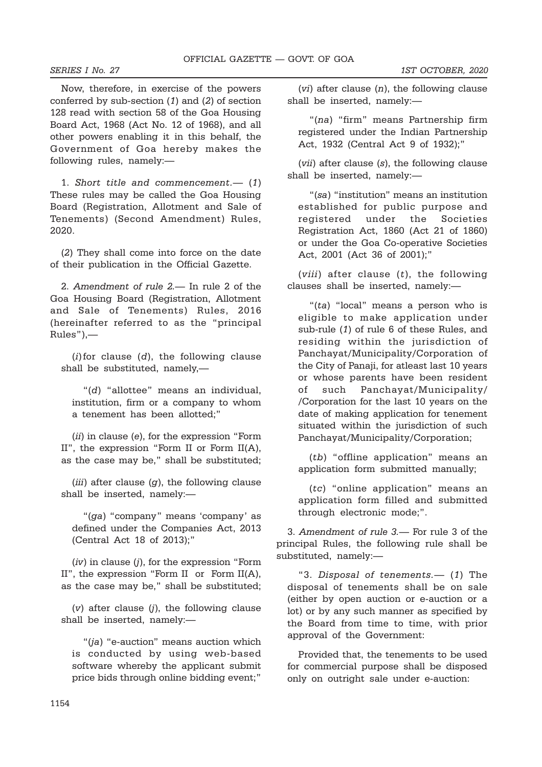Now, therefore, in exercise of the powers conferred by sub-section (*1*) and (*2*) of section 128 read with section 58 of the Goa Housing Board Act, 1968 (Act No. 12 of 1968), and all other powers enabling it in this behalf, the Government of Goa hereby makes the following rules, namely:—

1. *Short title and commencement.*— (*1*) These rules may be called the Goa Housing Board (Registration, Allotment and Sale of Tenements) (Second Amendment) Rules, 2020.

(*2*) They shall come into force on the date of their publication in the Official Gazette.

2. *Amendment of rule 2.*— In rule 2 of the Goa Housing Board (Registration, Allotment and Sale of Tenements) Rules, 2016 (hereinafter referred to as the "principal Rules"),—

(*i*) for clause (*d*), the following clause shall be substituted, namely,—

"(*d*) "allottee" means an individual, institution, firm or a company to whom a tenement has been allotted;"

(*ii*) in clause (*e*), for the expression "Form II", the expression "Form II or Form II(A), as the case may be," shall be substituted;

(*iii*) after clause (*g*), the following clause shall be inserted, namely:—

"(*ga*) "company" means 'company' as defined under the Companies Act, 2013 (Central Act 18 of 2013);"

(*iv*) in clause (*j*), for the expression "Form II", the expression "Form II or Form II(A), as the case may be," shall be substituted;

(*v*) after clause (*j*), the following clause shall be inserted, namely:—

"(*ja*) "e-auction" means auction which is conducted by using web-based software whereby the applicant submit price bids through online bidding event;"

(*vi*) after clause (*n*), the following clause shall be inserted, namely:—

"(*na*) "firm" means Partnership firm registered under the Indian Partnership Act, 1932 (Central Act 9 of 1932);"

(*vii*) after clause (*s*), the following clause shall be inserted, namely:—

"(*sa*) "institution" means an institution established for public purpose and registered under the Societies Registration Act, 1860 (Act 21 of 1860) or under the Goa Co-operative Societies Act, 2001 (Act 36 of 2001);"

(*viii*) after clause (*t*), the following clauses shall be inserted, namely:—

"(*ta*) "local" means a person who is eligible to make application under sub-rule (*1*) of rule 6 of these Rules, and residing within the jurisdiction of Panchayat/Municipality/Corporation of the City of Panaji, for atleast last 10 years or whose parents have been resident of such Panchayat/Municipality/ /Corporation for the last 10 years on the date of making application for tenement situated within the jurisdiction of such Panchayat/Municipality/Corporation;

(*tb*) "offline application" means an application form submitted manually;

(*tc*) "online application" means an application form filled and submitted through electronic mode;".

3. *Amendment of rule 3.*— For rule 3 of the principal Rules, the following rule shall be substituted, namely:—

"3. *Disposal of tenements.*— (*1*) The disposal of tenements shall be on sale (either by open auction or e-auction or a lot) or by any such manner as specified by the Board from time to time, with prior approval of the Government:

Provided that, the tenements to be used for commercial purpose shall be disposed only on outright sale under e-auction: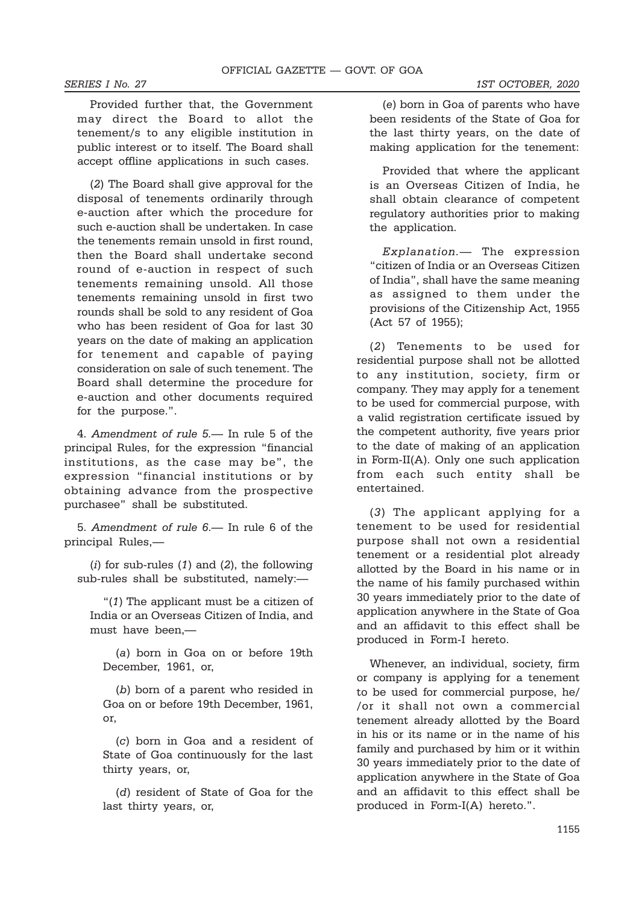Provided further that, the Government may direct the Board to allot the tenement/s to any eligible institution in public interest or to itself. The Board shall accept offline applications in such cases.

(*2*) The Board shall give approval for the disposal of tenements ordinarily through e-auction after which the procedure for such e-auction shall be undertaken. In case the tenements remain unsold in first round, then the Board shall undertake second round of e-auction in respect of such tenements remaining unsold. All those tenements remaining unsold in first two rounds shall be sold to any resident of Goa who has been resident of Goa for last 30 years on the date of making an application for tenement and capable of paying consideration on sale of such tenement. The Board shall determine the procedure for e-auction and other documents required for the purpose.".

4. *Amendment of rule 5.*— In rule 5 of the principal Rules, for the expression "financial institutions, as the case may be", the expression "financial institutions or by obtaining advance from the prospective purchasee" shall be substituted.

5. *Amendment of rule 6.*— In rule 6 of the principal Rules,—

(*i*) for sub-rules (*1*) and (*2*), the following sub-rules shall be substituted, namely:—

"(*1*) The applicant must be a citizen of India or an Overseas Citizen of India, and must have been,—

(*a*) born in Goa on or before 19th December, 1961, or,

(*b*) born of a parent who resided in Goa on or before 19th December, 1961, or,

(*c*) born in Goa and a resident of State of Goa continuously for the last thirty years, or,

(*d*) resident of State of Goa for the last thirty years, or,

(*e*) born in Goa of parents who have been residents of the State of Goa for the last thirty years, on the date of making application for the tenement:

Provided that where the applicant is an Overseas Citizen of India, he shall obtain clearance of competent regulatory authorities prior to making the application.

*Explanation.*— The expression "citizen of India or an Overseas Citizen of India", shall have the same meaning as assigned to them under the provisions of the Citizenship Act, 1955 (Act 57 of 1955);

(*2*) Tenements to be used for residential purpose shall not be allotted to any institution, society, firm or company. They may apply for a tenement to be used for commercial purpose, with a valid registration certificate issued by the competent authority, five years prior to the date of making of an application in Form-II(A). Only one such application from each such entity shall be entertained.

(*3*) The applicant applying for a tenement to be used for residential purpose shall not own a residential tenement or a residential plot already allotted by the Board in his name or in the name of his family purchased within 30 years immediately prior to the date of application anywhere in the State of Goa and an affidavit to this effect shall be produced in Form-I hereto.

Whenever, an individual, society, firm or company is applying for a tenement to be used for commercial purpose, he/ /or it shall not own a commercial tenement already allotted by the Board in his or its name or in the name of his family and purchased by him or it within 30 years immediately prior to the date of application anywhere in the State of Goa and an affidavit to this effect shall be produced in Form-I(A) hereto.".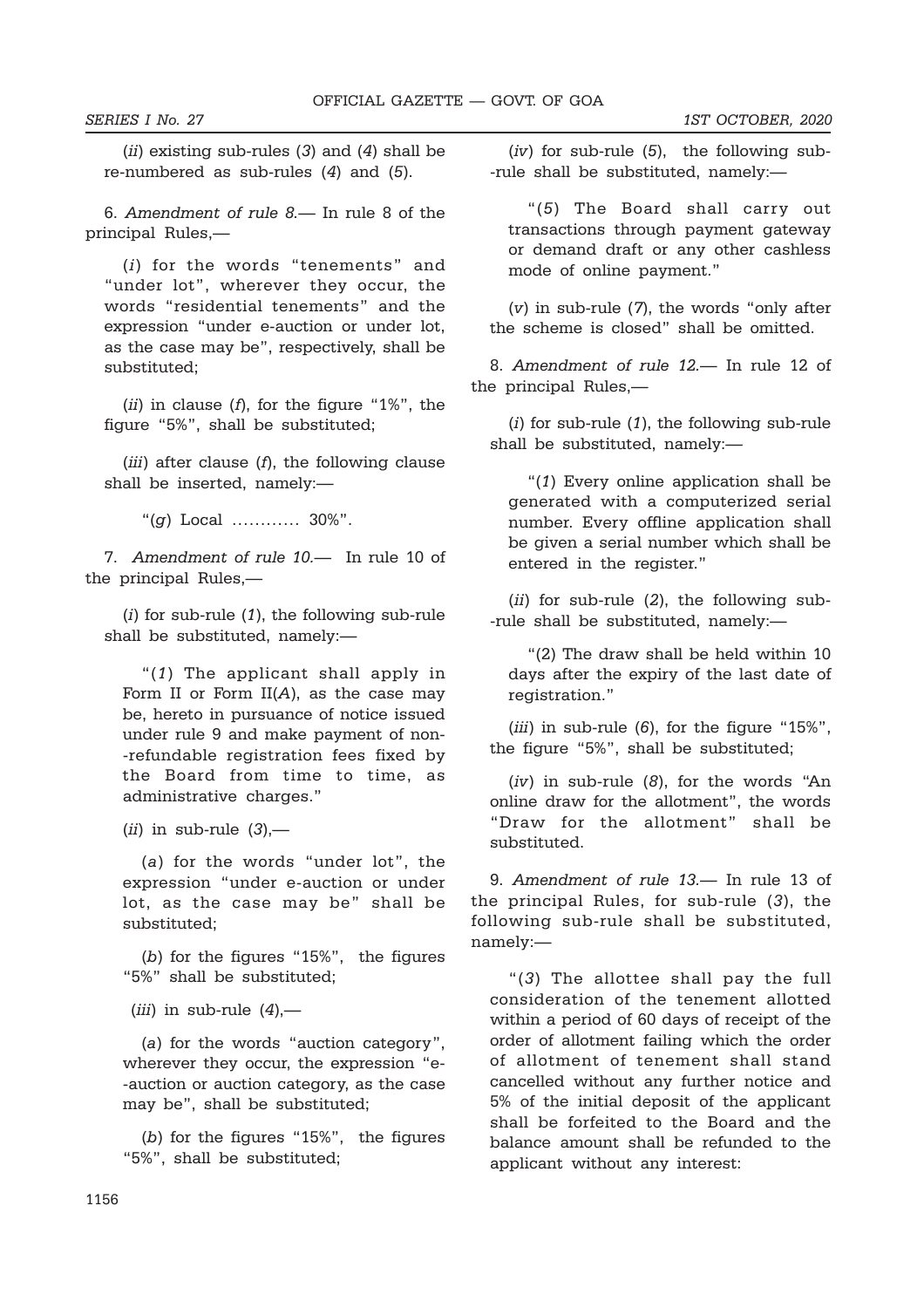(*ii*) existing sub-rules (*3*) and (*4*) shall be re-numbered as sub-rules (*4*) and (*5*).

6. *Amendment of rule 8.*— In rule 8 of the principal Rules,—

(*i*) for the words "tenements" and "under lot", wherever they occur, the words "residential tenements" and the expression "under e-auction or under lot, as the case may be", respectively, shall be substituted;

(*ii*) in clause (*f*), for the figure "1%", the figure "5%", shall be substituted;

(*iii*) after clause (*f*), the following clause shall be inserted, namely:—

"(*g*) Local ………… 30%".

7. *Amendment of rule 10.*— In rule 10 of the principal Rules,—

(*i*) for sub-rule (*1*), the following sub-rule shall be substituted, namely:—

"(*1*) The applicant shall apply in Form II or Form II(*A*), as the case may be, hereto in pursuance of notice issued under rule 9 and make payment of non--refundable registration fees fixed by the Board from time to time, as administrative charges."

(*ii*) in sub-rule (*3*),—

(*a*) for the words "under lot", the expression "under e-auction or under lot, as the case may be" shall be substituted;

(*b*) for the figures "15%", the figures "5%" shall be substituted;

(*iii*) in sub-rule (*4*),—

(*a*) for the words "auction category", wherever they occur, the expression "e--auction or auction category, as the case may be", shall be substituted;

(*b*) for the figures "15%", the figures "5%", shall be substituted;

(*iv*) for sub-rule (*5*), the following sub--rule shall be substituted, namely:—

"(*5*) The Board shall carry out transactions through payment gateway or demand draft or any other cashless mode of online payment."

(*v*) in sub-rule (*7*), the words "only after the scheme is closed" shall be omitted.

8. *Amendment of rule 12.*— In rule 12 of the principal Rules,—

(*i*) for sub-rule (*1*), the following sub-rule shall be substituted, namely:—

"(*1*) Every online application shall be generated with a computerized serial number. Every offline application shall be given a serial number which shall be entered in the register."

(*ii*) for sub-rule (*2*), the following sub--rule shall be substituted, namely:—

"(2) The draw shall be held within 10 days after the expiry of the last date of registration."

(*iii*) in sub-rule (*6*), for the figure "15%", the figure "5%", shall be substituted;

(*iv*) in sub-rule (*8*), for the words "An online draw for the allotment", the words "Draw for the allotment" shall be substituted.

9. *Amendment of rule 13.*— In rule 13 of the principal Rules, for sub-rule (*3*), the following sub-rule shall be substituted, namely:—

"(*3*) The allottee shall pay the full consideration of the tenement allotted within a period of 60 days of receipt of the order of allotment failing which the order of allotment of tenement shall stand cancelled without any further notice and 5% of the initial deposit of the applicant shall be forfeited to the Board and the balance amount shall be refunded to the applicant without any interest: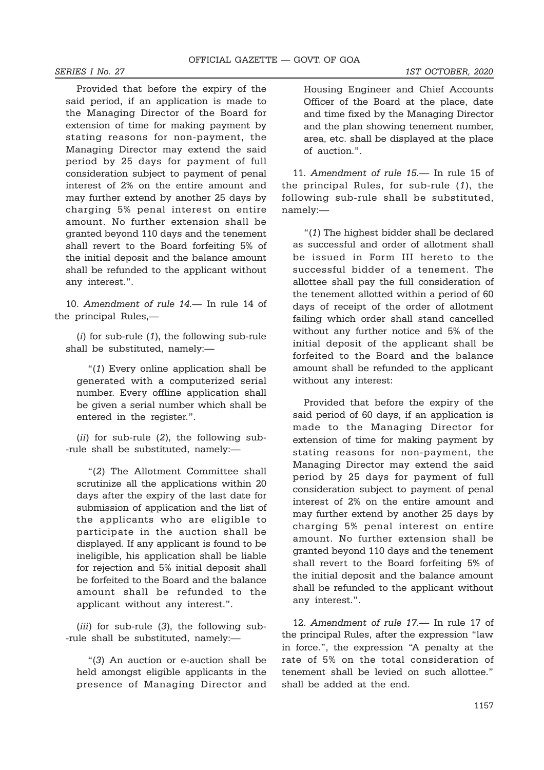Provided that before the expiry of the said period, if an application is made to the Managing Director of the Board for extension of time for making payment by stating reasons for non-payment, the Managing Director may extend the said period by 25 days for payment of full consideration subject to payment of penal interest of 2% on the entire amount and may further extend by another 25 days by charging 5% penal interest on entire amount. No further extension shall be granted beyond 110 days and the tenement shall revert to the Board forfeiting 5% of the initial deposit and the balance amount shall be refunded to the applicant without any interest.".

10. *Amendment of rule 14.*— In rule 14 of the principal Rules,—

(*i*) for sub-rule (*1*), the following sub-rule shall be substituted, namely:—

"(*1*) Every online application shall be generated with a computerized serial number. Every offline application shall be given a serial number which shall be entered in the register.".

(*ii*) for sub-rule (*2*), the following sub--rule shall be substituted, namely:—

"(*2*) The Allotment Committee shall scrutinize all the applications within 20 days after the expiry of the last date for submission of application and the list of the applicants who are eligible to participate in the auction shall be displayed. If any applicant is found to be ineligible, his application shall be liable for rejection and 5% initial deposit shall be forfeited to the Board and the balance amount shall be refunded to the applicant without any interest.".

(*iii*) for sub-rule (*3*), the following sub--rule shall be substituted, namely:—

"(*3*) An auction or e-auction shall be held amongst eligible applicants in the presence of Managing Director and Housing Engineer and Chief Accounts Officer of the Board at the place, date and time fixed by the Managing Director and the plan showing tenement number, area, etc. shall be displayed at the place of auction.".

11. *Amendment of rule 15.*— In rule 15 of the principal Rules, for sub-rule (*1*), the following sub-rule shall be substituted, namely:—

"(*1*) The highest bidder shall be declared as successful and order of allotment shall be issued in Form III hereto to the successful bidder of a tenement. The allottee shall pay the full consideration of the tenement allotted within a period of 60 days of receipt of the order of allotment failing which order shall stand cancelled without any further notice and 5% of the initial deposit of the applicant shall be forfeited to the Board and the balance amount shall be refunded to the applicant without any interest:

Provided that before the expiry of the said period of 60 days, if an application is made to the Managing Director for extension of time for making payment by stating reasons for non-payment, the Managing Director may extend the said period by 25 days for payment of full consideration subject to payment of penal interest of 2% on the entire amount and may further extend by another 25 days by charging 5% penal interest on entire amount. No further extension shall be granted beyond 110 days and the tenement shall revert to the Board forfeiting 5% of the initial deposit and the balance amount shall be refunded to the applicant without any interest.".

12. *Amendment of rule 17.*— In rule 17 of the principal Rules, after the expression "law in force.", the expression "A penalty at the rate of 5% on the total consideration of tenement shall be levied on such allottee." shall be added at the end.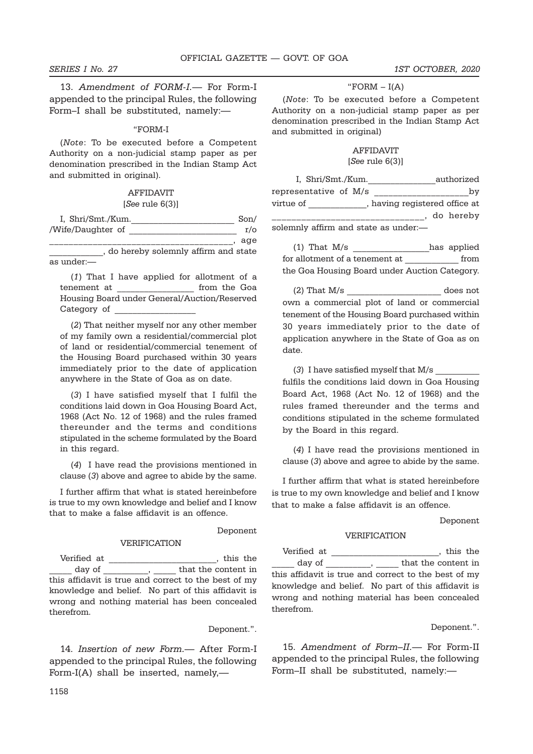13. *Amendment of FORM-I.*— For Form-I appended to the principal Rules, the following Form–I shall be substituted, namely:—

"FORM-I

(*Note*: To be executed before a Competent Authority on a non-judicial stamp paper as per denomination prescribed in the Indian Stamp Act and submitted in original).

AFFIDAVIT
[*See* rule 6(3)]

I, Shri/Smt./Kum.______________________ Son/ /Wife/Daughter of ________________________ r/o ____________________________________, age ____________, do hereby solemnly affirm and state as under:—

(*1*) That I have applied for allotment of a tenement at _________________ from the Goa Housing Board under General/Auction/Reserved Category of __________________

(*2*) That neither myself nor any other member of my family own a residential/commercial plot of land or residential/commercial tenement of the Housing Board purchased within 30 years immediately prior to the date of application anywhere in the State of Goa as on date.

(*3*) I have satisfied myself that I fulfil the conditions laid down in Goa Housing Board Act, 1968 (Act No. 12 of 1968) and the rules framed thereunder and the terms and conditions stipulated in the scheme formulated by the Board in this regard.

(*4*) I have read the provisions mentioned in clause (*3*) above and agree to abide by the same.

I further affirm that what is stated hereinbefore is true to my own knowledge and belief and I know that to make a false affidavit is an offence.

Deponent

VERIFICATION

Verified at ________________________, this the _____ day of __________, _____ that the content in this affidavit is true and correct to the best of my knowledge and belief. No part of this affidavit is wrong and nothing material has been concealed therefrom.

Deponent.".

14. *Insertion of new Form.*— After Form-I appended to the principal Rules, the following Form-I(A) shall be inserted, namely,—

"FORM – I(A)

(*Note*: To be executed before a Competent Authority on a non-judicial stamp paper as per denomination prescribed in the Indian Stamp Act and submitted in original)

AFFIDAVIT
[*See* rule 6(3)]

I, Shri/Smt./Kum.______________authorized representative of M/s ___________________by virtue of ____________, having registered office at ______________________________, do hereby solemnly affirm and state as under:—

(1) That M/s ________________has applied for allotment of a tenement at ____________ from the Goa Housing Board under Auction Category.

(2) That M/s ____________________ does not own a commercial plot of land or commercial tenement of the Housing Board purchased within 30 years immediately prior to the date of application anywhere in the State of Goa as on date.

(*3*) I have satisfied myself that M/s __________ fulfils the conditions laid down in Goa Housing Board Act, 1968 (Act No. 12 of 1968) and the rules framed thereunder and the terms and conditions stipulated in the scheme formulated by the Board in this regard.

(*4*) I have read the provisions mentioned in clause (*3*) above and agree to abide by the same.

I further affirm that what is stated hereinbefore is true to my own knowledge and belief and I know that to make a false affidavit is an offence.

Deponent

VERIFICATION

Verified at ________________________, this the _____ day of __________, _____ that the content in this affidavit is true and correct to the best of my knowledge and belief. No part of this affidavit is wrong and nothing material has been concealed therefrom.

Deponent.".

15. *Amendment of Form–II.*— For Form-II appended to the principal Rules, the following Form–II shall be substituted, namely:—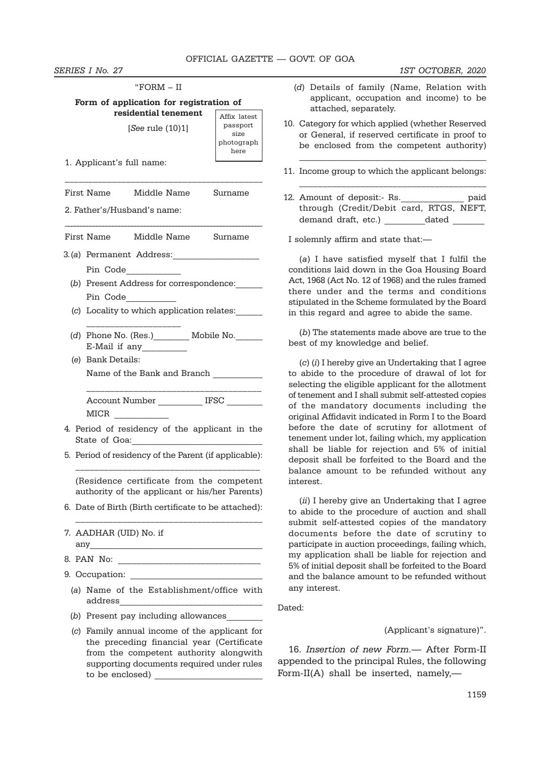"FORM – II

**Form of application for registration of residential tenement**

[*See* rule (10)1]

Affix latest passport size photograph here

1. Applicant's full name:

\_\_\_\_\_\_\_\_\_\_\_\_\_\_\_\_\_\_\_\_\_\_\_\_\_\_\_\_\_\_\_\_\_\_\_\_\_\_\_\_\_\_\_\_

First Name Middle Name Surname

2. Father's/Husband's name:

\_\_\_\_\_\_\_\_\_\_\_\_\_\_\_\_\_\_\_\_\_\_\_\_\_\_\_\_\_\_\_\_\_\_\_\_\_\_\_\_\_\_\_\_

First Name Middle Name Surname

3. (*a*) Permanent Address:\_\_\_\_\_\_\_\_\_\_\_\_\_\_\_\_\_\_\_

Pin Code\_\_\_\_\_\_\_\_\_\_\_\_

(*b*) Present Address for correspondence:\_\_\_\_\_\_

Pin Code\_\_\_\_\_\_\_\_\_\_\_

(*c*) Locality to which application relates:\_\_\_\_\_\_

\_\_\_\_\_\_\_\_\_\_\_\_\_\_\_\_\_\_\_\_

(*d*) Phone No. (Res.)\_\_\_\_\_\_\_\_ Mobile No.\_\_\_\_\_\_

E-Mail if any\_\_\_\_\_\_\_\_\_\_

(*e*) Bank Details:

Name of the Bank and Branch \_\_\_\_\_\_\_\_\_\_\_

\_\_\_\_\_\_\_\_\_\_\_\_\_\_\_\_\_\_\_\_\_\_\_\_\_\_\_\_\_\_\_\_\_\_\_\_\_\_

Account Number \_\_\_\_\_\_\_\_\_\_ IFSC \_\_\_\_\_\_\_\_

MICR \_\_\_\_\_\_\_\_\_\_\_\_

4. Period of residency of the applicant in the State of Goa:\_\_\_\_\_\_\_\_\_\_\_\_\_\_\_\_\_\_\_\_\_\_\_\_\_\_\_\_\_

5. Period of residency of the Parent (if applicable):

\_\_\_\_\_\_\_\_\_\_\_\_\_\_\_\_\_\_\_\_\_\_\_\_\_\_\_\_\_\_\_\_\_\_\_\_\_\_\_\_\_\_

(Residence certificate from the competent authority of the applicant or his/her Parents)

6. Date of Birth (Birth certificate to be attached):

\_\_\_\_\_\_\_\_\_\_\_\_\_\_\_\_\_\_\_\_\_\_\_\_\_\_\_\_\_\_\_\_\_\_\_\_\_\_\_\_\_\_

7. AADHAR (UID) No. if any\_\_\_\_\_\_\_\_\_\_\_\_\_\_\_\_\_\_\_\_\_\_\_\_\_\_\_\_\_\_\_\_\_\_\_\_\_\_\_

8. PAN No: \_\_\_\_\_\_\_\_\_\_\_\_\_\_\_\_\_\_\_\_\_\_\_\_\_\_\_\_\_\_\_\_

9. Occupation: \_\_\_\_\_\_\_\_\_\_\_\_\_\_\_\_\_\_\_\_\_\_\_\_\_\_\_\_\_

(*a*) Name of the Establishment/office with address\_\_\_\_\_\_\_\_\_\_\_\_\_\_\_\_\_\_\_\_\_\_\_\_\_\_\_\_\_\_\_\_

(*b*) Present pay including allowances\_\_\_\_\_\_\_\_

(*c*) Family annual income of the applicant for the preceding financial year (Certificate from the competent authority alongwith supporting documents required under rules to be enclosed) \_\_\_\_\_\_\_\_\_\_\_\_\_\_\_\_\_\_\_\_\_\_\_\_

(*d*) Details of family (Name, Relation with applicant, occupation and income) to be attached, separately.

10. Category for which applied (whether Reserved or General, if reserved certificate in proof to be enclosed from the competent authority)

\_\_\_\_\_\_\_\_\_\_\_\_\_\_\_\_\_\_\_\_\_\_\_\_\_\_\_\_\_\_\_\_\_\_\_\_\_\_\_\_\_\_

11. Income group to which the applicant belongs:

\_\_\_\_\_\_\_\_\_\_\_\_\_\_\_\_\_\_\_\_\_\_\_\_\_\_\_\_\_\_\_\_\_\_\_\_\_\_\_\_\_\_

12. Amount of deposit:- Rs.\_\_\_\_\_\_\_\_\_\_\_\_\_\_ paid through (Credit/Debit card, RTGS, NEFT, demand draft, etc.) \_\_\_\_\_\_\_\_\_dated \_\_\_\_\_\_\_

I solemnly affirm and state that:—

(*a*) I have satisfied myself that I fulfil the conditions laid down in the Goa Housing Board Act, 1968 (Act No. 12 of 1968) and the rules framed there under and the terms and conditions stipulated in the Scheme formulated by the Board in this regard and agree to abide the same.

(*b*) The statements made above are true to the best of my knowledge and belief.

(*c*) (*i*) I hereby give an Undertaking that I agree to abide to the procedure of drawal of lot for selecting the eligible applicant for the allotment of tenement and I shall submit self-attested copies of the mandatory documents including the original Affidavit indicated in Form I to the Board before the date of scrutiny for allotment of tenement under lot, failing which, my application shall be liable for rejection and 5% of initial deposit shall be forfeited to the Board and the balance amount to be refunded without any interest.

(*ii*) I hereby give an Undertaking that I agree to abide to the procedure of auction and shall submit self-attested copies of the mandatory documents before the date of scrutiny to participate in auction proceedings, failing which, my application shall be liable for rejection and 5% of initial deposit shall be forfeited to the Board and the balance amount to be refunded without any interest.

Dated:

(Applicant's signature)".

16. *Insertion of new Form.*— After Form-II appended to the principal Rules, the following Form-II(A) shall be inserted, namely,—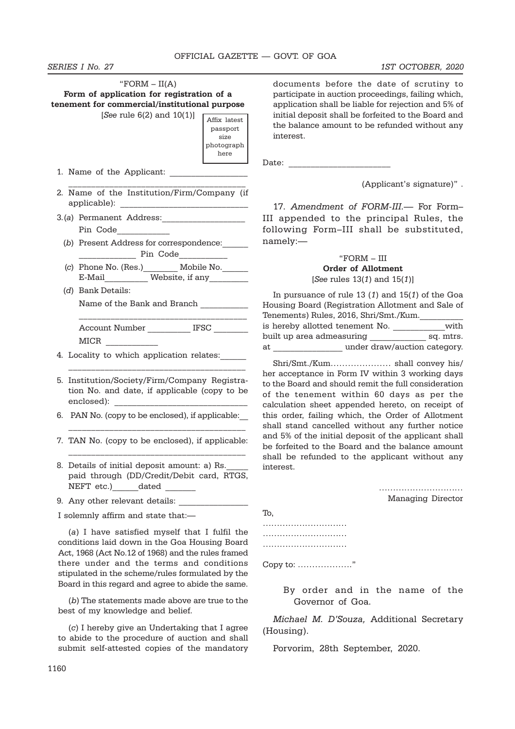"FORM – II(A)

**Form of application for registration of a tenement for commercial/institutional purpose**

[*See* rule 6(2) and 10(1)]

Affix latest passport size photograph here

1. Name of the Applicant: ___________________
   ___________________________________________
2. Name of the Institution/Firm/Company (if applicable): ______________________________
3. (*a*) Permanent Address:___________________ Pin Code____________
   (*b*) Present Address for correspondence:______ _____________ Pin Code___________
   (*c*) Phone No. (Res.)________ Mobile No.______ E-Mail__________ Website, if any_________
   (*d*) Bank Details:
   Name of the Bank and Branch ___________
   ___________________________________________
   Account Number __________ IFSC ________
   MICR ____________
4. Locality to which application relates:______
   ___________________________________________
5. Institution/Society/Firm/Company Registration No. and date, if applicable (copy to be enclosed): _______________________________
6. PAN No. (copy to be enclosed), if applicable:__
   ___________________________________________
7. TAN No. (copy to be enclosed), if applicable:
   ___________________________________________
8. Details of initial deposit amount: a) Rs._____ paid through (DD/Credit/Debit card, RTGS, NEFT etc.)______dated _______
9. Any other relevant details: ________________

I solemnly affirm and state that:—

(*a*) I have satisfied myself that I fulfil the conditions laid down in the Goa Housing Board Act, 1968 (Act No.12 of 1968) and the rules framed there under and the terms and conditions stipulated in the scheme/rules formulated by the Board in this regard and agree to abide the same.

(*b*) The statements made above are true to the best of my knowledge and belief.

(*c*) I hereby give an Undertaking that I agree to abide to the procedure of auction and shall submit self-attested copies of the mandatory documents before the date of scrutiny to participate in auction proceedings, failing which, application shall be liable for rejection and 5% of initial deposit shall be forfeited to the Board and the balance amount to be refunded without any interest.

Date: ________________________

(Applicant's signature)" .

17. *Amendment of FORM-III.*— For Form–III appended to the principal Rules, the following Form–III shall be substituted, namely:—

"FORM – III

**Order of Allotment**

[*See* rules 13(*1*) and 15(*1*)]

In pursuance of rule 13 (*1*) and 15(*1*) of the Goa Housing Board (Registration Allotment and Sale of Tenements) Rules, 2016, Shri/Smt./Kum.__________ is hereby allotted tenement No. ____________with built up area admeasuring _____________ sq. mtrs. at ________________ under draw/auction category.

Shri/Smt./Kum………………… shall convey his/her acceptance in Form IV within 3 working days to the Board and should remit the full consideration of the tenement within 60 days as per the calculation sheet appended hereto, on receipt of this order, failing which, the Order of Allotment shall stand cancelled without any further notice and 5% of the initial deposit of the applicant shall be forfeited to the Board and the balance amount shall be refunded to the applicant without any interest.

…………………………
Managing Director

To,
…………………………
…………………………
…………………………

Copy to: ………………."

By order and in the name of the Governor of Goa.

*Michael M. D'Souza,* Additional Secretary (Housing).

Porvorim, 28th September, 2020.